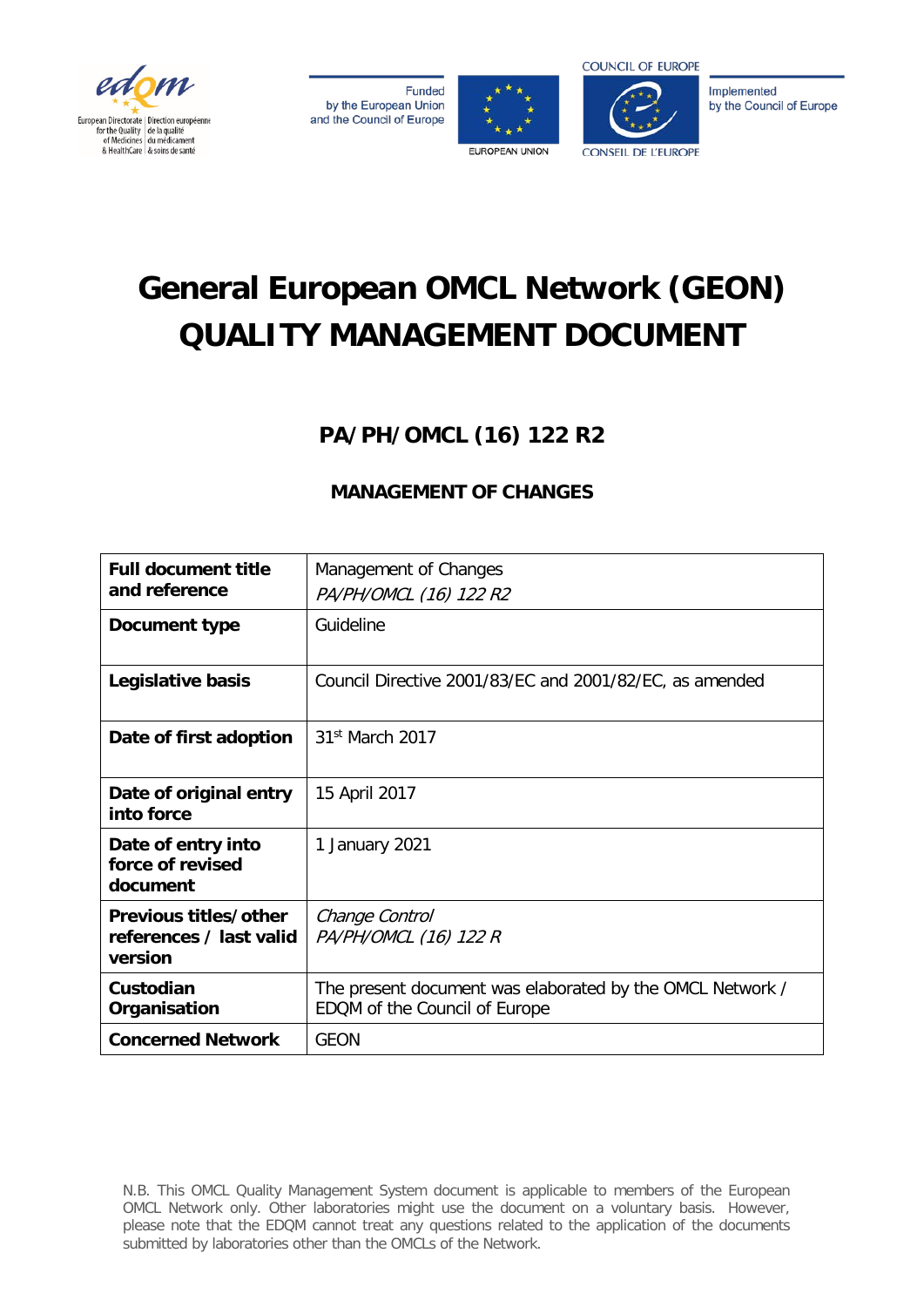# General European OMCL Network (GEON) QUALITY MANAGEMENT DOCUMENT

## PA/PH/OMCL (16) 122 R2

### MANAGEMENT OF CHANGES

| **Full document title and reference** | Management of Changes<br>*PA/PH/OMCL (16) 122 R2* |
|---|---|
| **Document type** | Guideline |
| **Legislative basis** | Council Directive 2001/83/EC and 2001/82/EC, as amended |
| **Date of first adoption** | 31st March 2017 |
| **Date of original entry into force** | 15 April 2017 |
| **Date of entry into force of revised document** | 1 January 2021 |
| **Previous titles/other references / last valid version** | *Change Control*<br>*PA/PH/OMCL (16) 122 R* |
| **Custodian Organisation** | The present document was elaborated by the OMCL Network / EDQM of the Council of Europe |
| **Concerned Network** | GEON |

N.B. This OMCL Quality Management System document is applicable to members of the European OMCL Network only. Other laboratories might use the document on a voluntary basis. However, please note that the EDQM cannot treat any questions related to the application of the documents submitted by laboratories other than the OMCLs of the Network.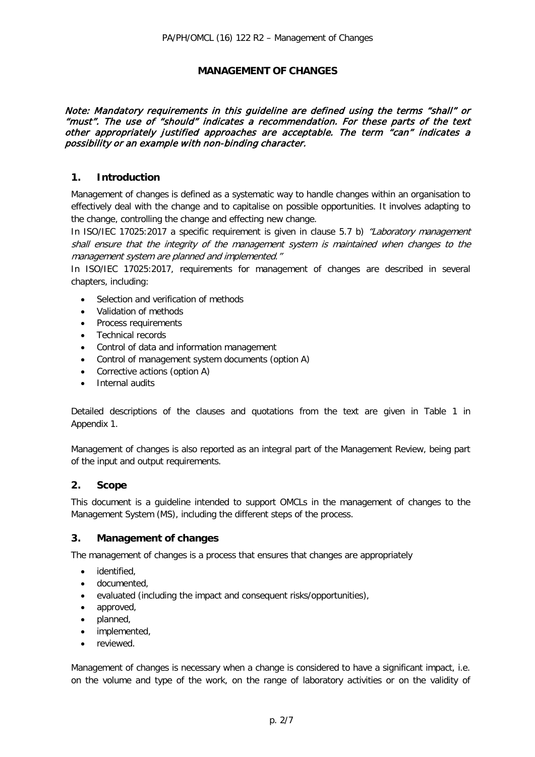# MANAGEMENT OF CHANGES

*Note: Mandatory requirements in this guideline are defined using the terms "shall" or "must". The use of "should" indicates a recommendation. For these parts of the text other appropriately justified approaches are acceptable. The term "can" indicates a possibility or an example with non-binding character.*

## 1. Introduction

Management of changes is defined as a systematic way to handle changes within an organisation to effectively deal with the change and to capitalise on possible opportunities. It involves adapting to the change, controlling the change and effecting new change.

In ISO/IEC 17025:2017 a specific requirement is given in clause 5.7 b) *"Laboratory management shall ensure that the integrity of the management system is maintained when changes to the management system are planned and implemented."*

In ISO/IEC 17025:2017, requirements for management of changes are described in several chapters, including:

- Selection and verification of methods
- Validation of methods
- Process requirements
- Technical records
- Control of data and information management
- Control of management system documents (option A)
- Corrective actions (option A)
- Internal audits

Detailed descriptions of the clauses and quotations from the text are given in Table 1 in Appendix 1.

Management of changes is also reported as an integral part of the Management Review, being part of the input and output requirements.

## 2. Scope

This document is a guideline intended to support OMCLs in the management of changes to the Management System (MS), including the different steps of the process.

## 3. Management of changes

The management of changes is a process that ensures that changes are appropriately

- identified,
- documented,
- evaluated (including the impact and consequent risks/opportunities),
- approved,
- planned,
- implemented,
- reviewed.

Management of changes is necessary when a change is considered to have a significant impact, i.e. on the volume and type of the work, on the range of laboratory activities or on the validity of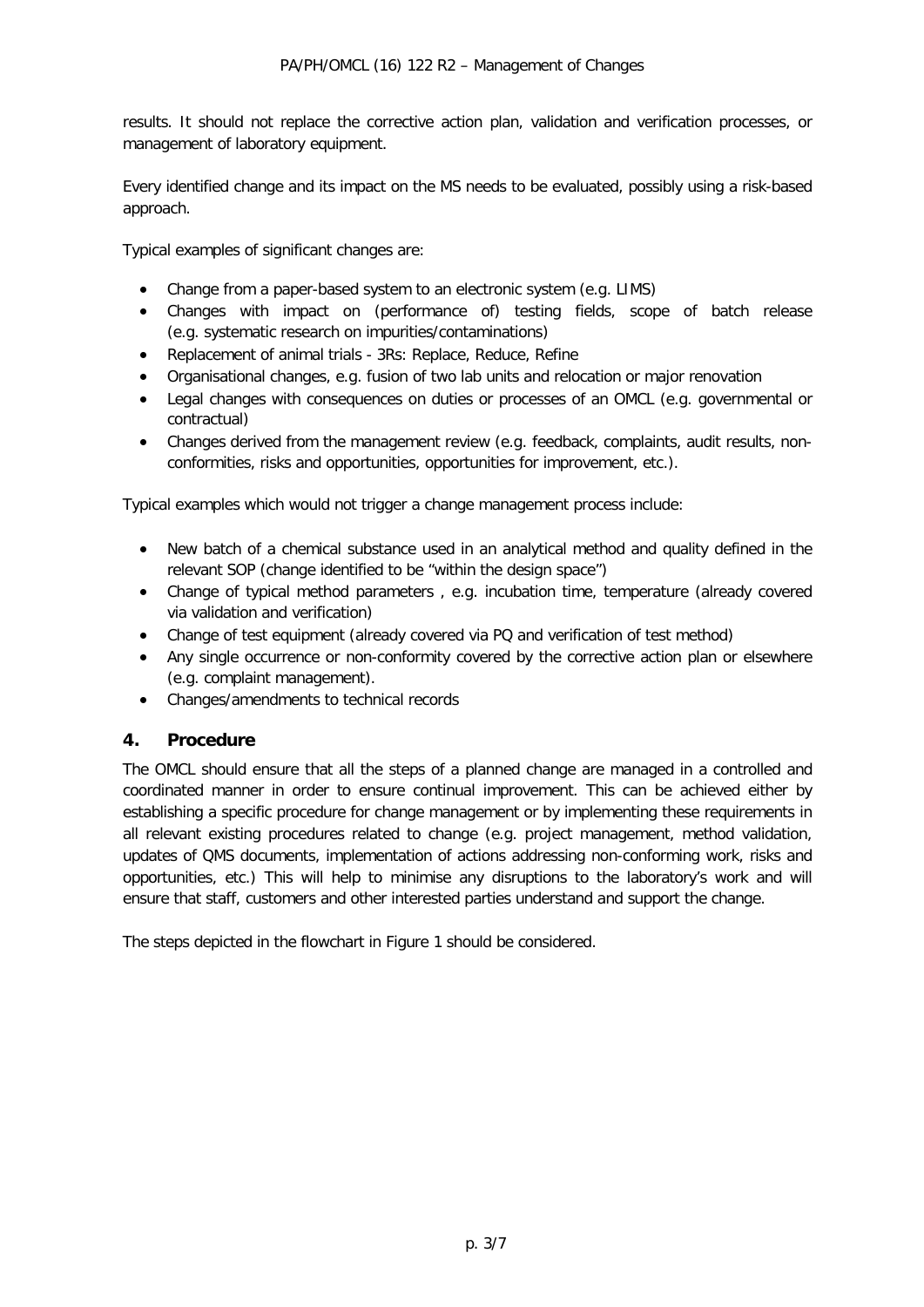results. It should not replace the corrective action plan, validation and verification processes, or management of laboratory equipment.

Every identified change and its impact on the MS needs to be evaluated, possibly using a risk-based approach.

Typical examples of significant changes are:

- Change from a paper-based system to an electronic system (e.g. LIMS)
- Changes with impact on (performance of) testing fields, scope of batch release (e.g. systematic research on impurities/contaminations)
- Replacement of animal trials - 3Rs: Replace, Reduce, Refine
- Organisational changes, e.g. fusion of two lab units and relocation or major renovation
- Legal changes with consequences on duties or processes of an OMCL (e.g. governmental or contractual)
- Changes derived from the management review (e.g. feedback, complaints, audit results, non-conformities, risks and opportunities, opportunities for improvement, etc.).

Typical examples which would not trigger a change management process include:

- New batch of a chemical substance used in an analytical method and quality defined in the relevant SOP (change identified to be "within the design space")
- Change of typical method parameters , e.g. incubation time, temperature (already covered via validation and verification)
- Change of test equipment (already covered via PQ and verification of test method)
- Any single occurrence or non-conformity covered by the corrective action plan or elsewhere (e.g. complaint management).
- Changes/amendments to technical records

## 4. Procedure

The OMCL should ensure that all the steps of a planned change are managed in a controlled and coordinated manner in order to ensure continual improvement. This can be achieved either by establishing a specific procedure for change management or by implementing these requirements in all relevant existing procedures related to change (e.g. project management, method validation, updates of QMS documents, implementation of actions addressing non-conforming work, risks and opportunities, etc.) This will help to minimise any disruptions to the laboratory's work and will ensure that staff, customers and other interested parties understand and support the change.

The steps depicted in the flowchart in Figure 1 should be considered.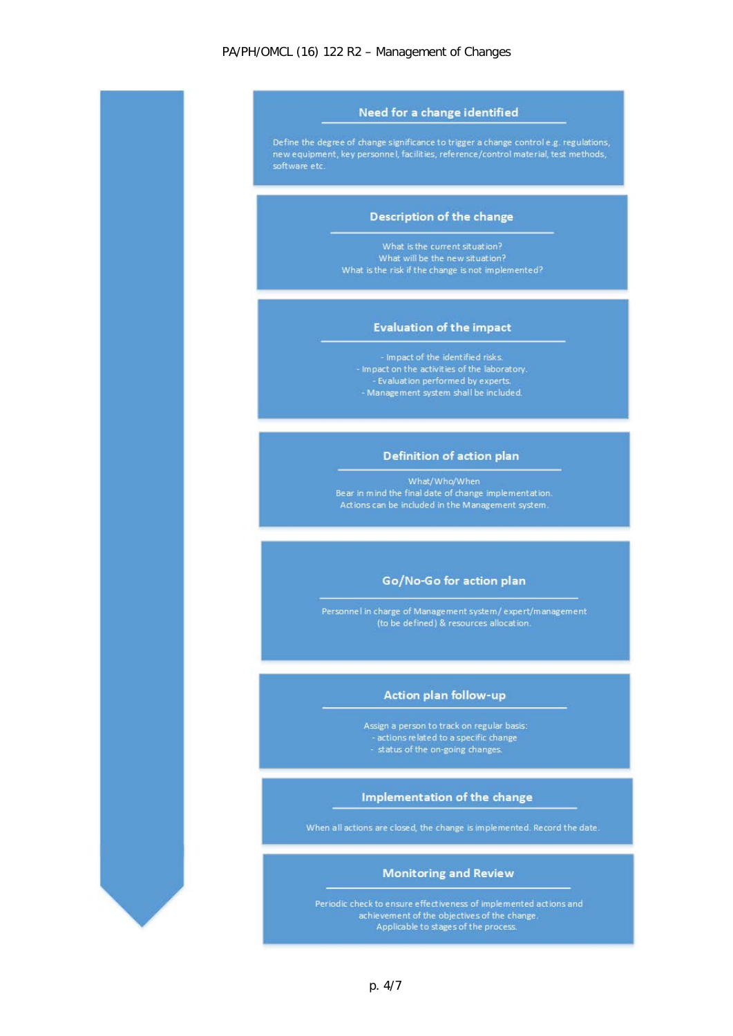**Need for a change identified**

Define the degree of change significance to trigger a change control e.g. regulations, new equipment, key personnel, facilities, reference/control material, test methods, software etc.

**Description of the change**

What is the current situation?
What will be the new situation?
What is the risk if the change is not implemented?

**Evaluation of the impact**

- Impact of the identified risks.
- Impact on the activities of the laboratory.
- Evaluation performed by experts.
- Management system shall be included.

**Definition of action plan**

What/Who/When
Bear in mind the final date of change implementation.
Actions can be included in the Management system.

**Go/No-Go for action plan**

Personnel in charge of Management system / expert/management (to be defined) & resources allocation.

**Action plan follow-up**

Assign a person to track on regular basis:
- actions related to a specific change
- status of the on-going changes.

**Implementation of the change**

When all actions are closed, the change is implemented. Record the date.

**Monitoring and Review**

Periodic check to ensure effectiveness of implemented actions and achievement of the objectives of the change.
Applicable to stages of the process.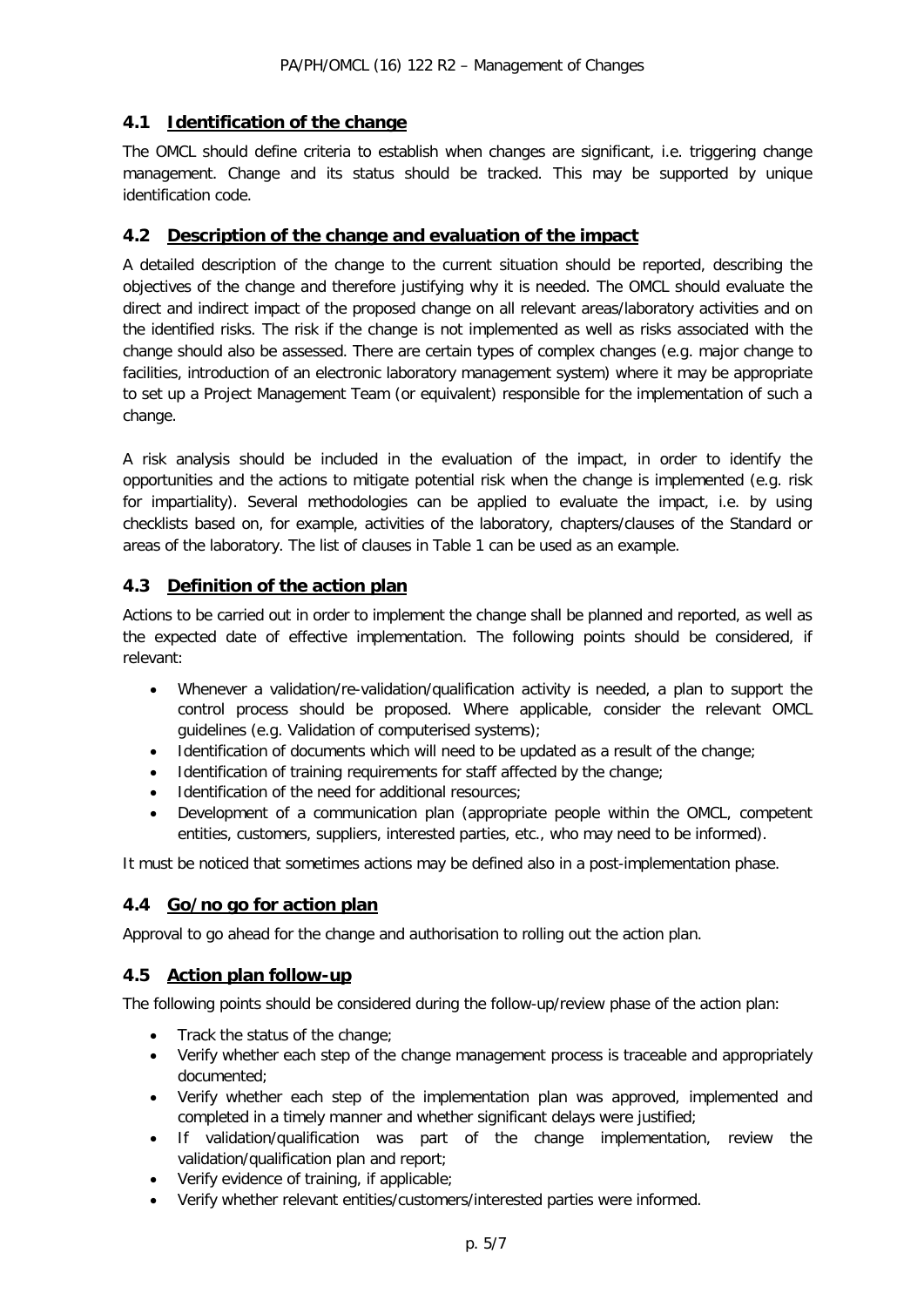## 4.1 Identification of the change

The OMCL should define criteria to establish when changes are significant, i.e. triggering change management. Change and its status should be tracked. This may be supported by unique identification code.

## 4.2 Description of the change and evaluation of the impact

A detailed description of the change to the current situation should be reported, describing the objectives of the change and therefore justifying why it is needed. The OMCL should evaluate the direct and indirect impact of the proposed change on all relevant areas/laboratory activities and on the identified risks. The risk if the change is not implemented as well as risks associated with the change should also be assessed. There are certain types of complex changes (e.g. major change to facilities, introduction of an electronic laboratory management system) where it may be appropriate to set up a Project Management Team (or equivalent) responsible for the implementation of such a change.

A risk analysis should be included in the evaluation of the impact, in order to identify the opportunities and the actions to mitigate potential risk when the change is implemented (e.g. risk for impartiality). Several methodologies can be applied to evaluate the impact, i.e. by using checklists based on, for example, activities of the laboratory, chapters/clauses of the Standard or areas of the laboratory. The list of clauses in Table 1 can be used as an example.

## 4.3 Definition of the action plan

Actions to be carried out in order to implement the change shall be planned and reported, as well as the expected date of effective implementation. The following points should be considered, if relevant:

- Whenever a validation/re-validation/qualification activity is needed, a plan to support the control process should be proposed. Where applicable, consider the relevant OMCL guidelines (e.g. Validation of computerised systems);
- Identification of documents which will need to be updated as a result of the change;
- Identification of training requirements for staff affected by the change;
- Identification of the need for additional resources;
- Development of a communication plan (appropriate people within the OMCL, competent entities, customers, suppliers, interested parties, etc., who may need to be informed).

It must be noticed that sometimes actions may be defined also in a post-implementation phase.

## 4.4 Go/no go for action plan

Approval to go ahead for the change and authorisation to rolling out the action plan.

## 4.5 Action plan follow-up

The following points should be considered during the follow-up/review phase of the action plan:

- Track the status of the change;
- Verify whether each step of the change management process is traceable and appropriately documented;
- Verify whether each step of the implementation plan was approved, implemented and completed in a timely manner and whether significant delays were justified;
- If validation/qualification was part of the change implementation, review the validation/qualification plan and report;
- Verify evidence of training, if applicable;
- Verify whether relevant entities/customers/interested parties were informed.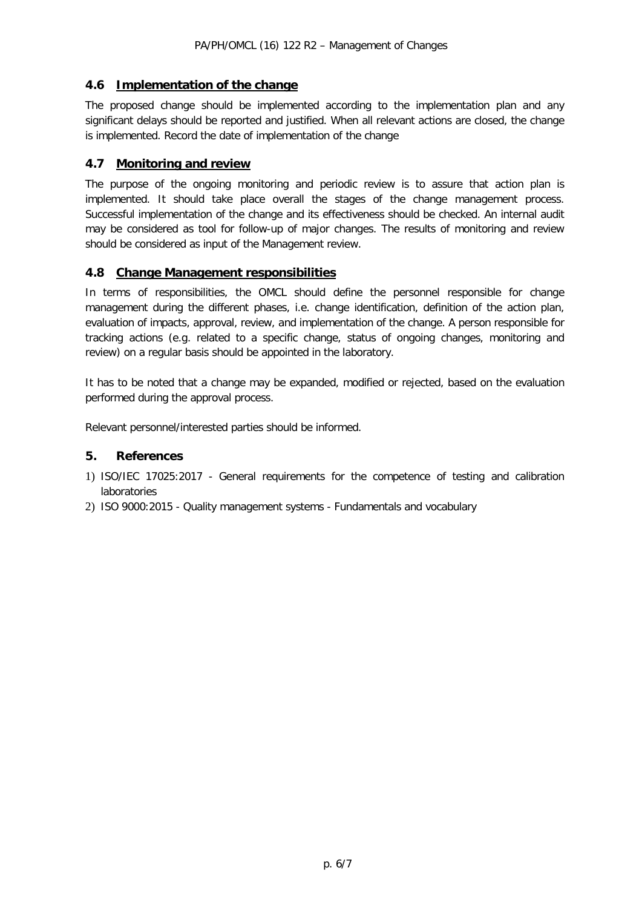## 4.6 Implementation of the change

The proposed change should be implemented according to the implementation plan and any significant delays should be reported and justified. When all relevant actions are closed, the change is implemented. Record the date of implementation of the change

## 4.7 Monitoring and review

The purpose of the ongoing monitoring and periodic review is to assure that action plan is implemented. It should take place overall the stages of the change management process. Successful implementation of the change and its effectiveness should be checked. An internal audit may be considered as tool for follow-up of major changes. The results of monitoring and review should be considered as input of the Management review.

## 4.8 Change Management responsibilities

In terms of responsibilities, the OMCL should define the personnel responsible for change management during the different phases, i.e. change identification, definition of the action plan, evaluation of impacts, approval, review, and implementation of the change. A person responsible for tracking actions (e.g. related to a specific change, status of ongoing changes, monitoring and review) on a regular basis should be appointed in the laboratory.

It has to be noted that a change may be expanded, modified or rejected, based on the evaluation performed during the approval process.

Relevant personnel/interested parties should be informed.

# 5. References

1) ISO/IEC 17025:2017 - General requirements for the competence of testing and calibration laboratories
2) ISO 9000:2015 - Quality management systems - Fundamentals and vocabulary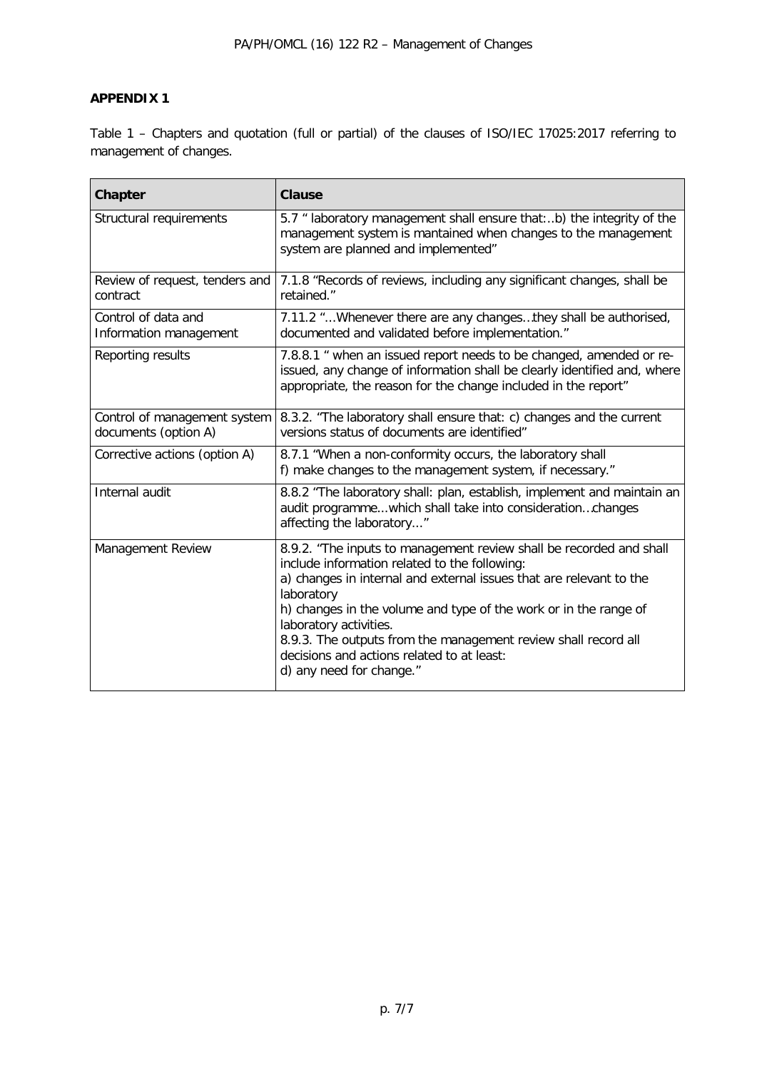**APPENDIX 1**

Table 1 – Chapters and quotation (full or partial) of the clauses of ISO/IEC 17025:2017 referring to management of changes.

| Chapter | Clause |
|---|---|
| Structural requirements | 5.7 " laboratory management shall ensure that:..b) the integrity of the management system is mantained when changes to the management system are planned and implemented" |
| Review of request, tenders and contract | 7.1.8 "Records of reviews, including any significant changes, shall be retained." |
| Control of data and Information management | 7.11.2 "...Whenever there are any changes...they shall be authorised, documented and validated before implementation." |
| Reporting results | 7.8.8.1 " when an issued report needs to be changed, amended or re-issued, any change of information shall be clearly identified and, where appropriate, the reason for the change included in the report" |
| Control of management system documents (option A) | 8.3.2. "The laboratory shall ensure that: c) changes and the current versions status of documents are identified" |
| Corrective actions (option A) | 8.7.1 "When a non-conformity occurs, the laboratory shall f) make changes to the management system, if necessary." |
| Internal audit | 8.8.2 "The laboratory shall: plan, establish, implement and maintain an audit programme...which shall take into consideration...changes affecting the laboratory..." |
| Management Review | 8.9.2. "The inputs to management review shall be recorded and shall include information related to the following:<br>a) changes in internal and external issues that are relevant to the laboratory<br>h) changes in the volume and type of the work or in the range of laboratory activities.<br>8.9.3. The outputs from the management review shall record all decisions and actions related to at least:<br>d) any need for change." |